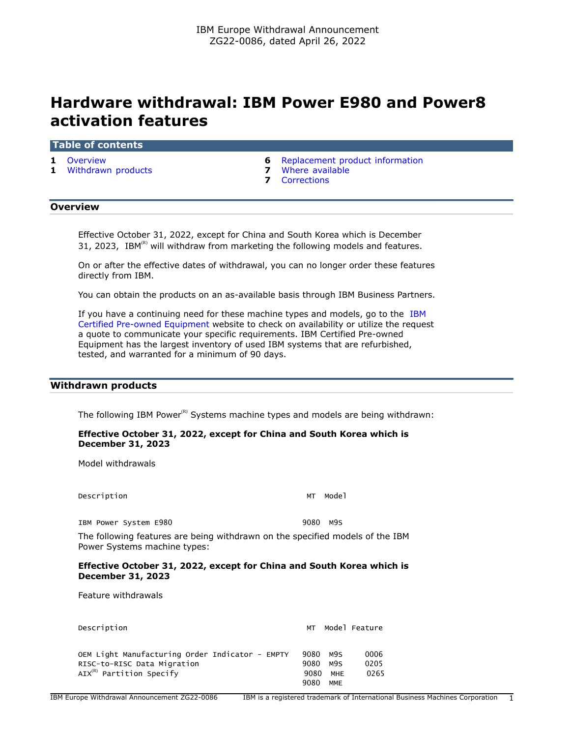IBM Europe Withdrawal Announcement
ZG22-0086, dated April 26, 2022

# Hardware withdrawal: IBM Power E980 and Power8 activation features

## Table of contents

| | | | |
|---|---|---|---|
| 1 | Overview | 6 | Replacement product information |
| 1 | Withdrawn products | 7 | Where available |
| | | 7 | Corrections |

## Overview

Effective October 31, 2022, except for China and South Korea which is December 31, 2023, IBM(R) will withdraw from marketing the following models and features.

On or after the effective dates of withdrawal, you can no longer order these features directly from IBM.

You can obtain the products on an as-available basis through IBM Business Partners.

If you have a continuing need for these machine types and models, go to the IBM Certified Pre-owned Equipment website to check on availability or utilize the request a quote to communicate your specific requirements. IBM Certified Pre-owned Equipment has the largest inventory of used IBM systems that are refurbished, tested, and warranted for a minimum of 90 days.

## Withdrawn products

The following IBM Power(R) Systems machine types and models are being withdrawn:

**Effective October 31, 2022, except for China and South Korea which is December 31, 2023**

Model withdrawals

| Description | MT | Model |
|---|---|---|
| IBM Power System E980 | 9080 | M9S |

The following features are being withdrawn on the specified models of the IBM Power Systems machine types:

**Effective October 31, 2022, except for China and South Korea which is December 31, 2023**

Feature withdrawals

| Description | MT | Model | Feature |
|---|---|---|---|
| OEM Light Manufacturing Order Indicator - EMPTY | 9080 | M9S | 0006 |
| RISC-to-RISC Data Migration | 9080 | M9S | 0205 |
| AIX(R) Partition Specify | 9080 | MHE | 0265 |
| | 9080 | MME | |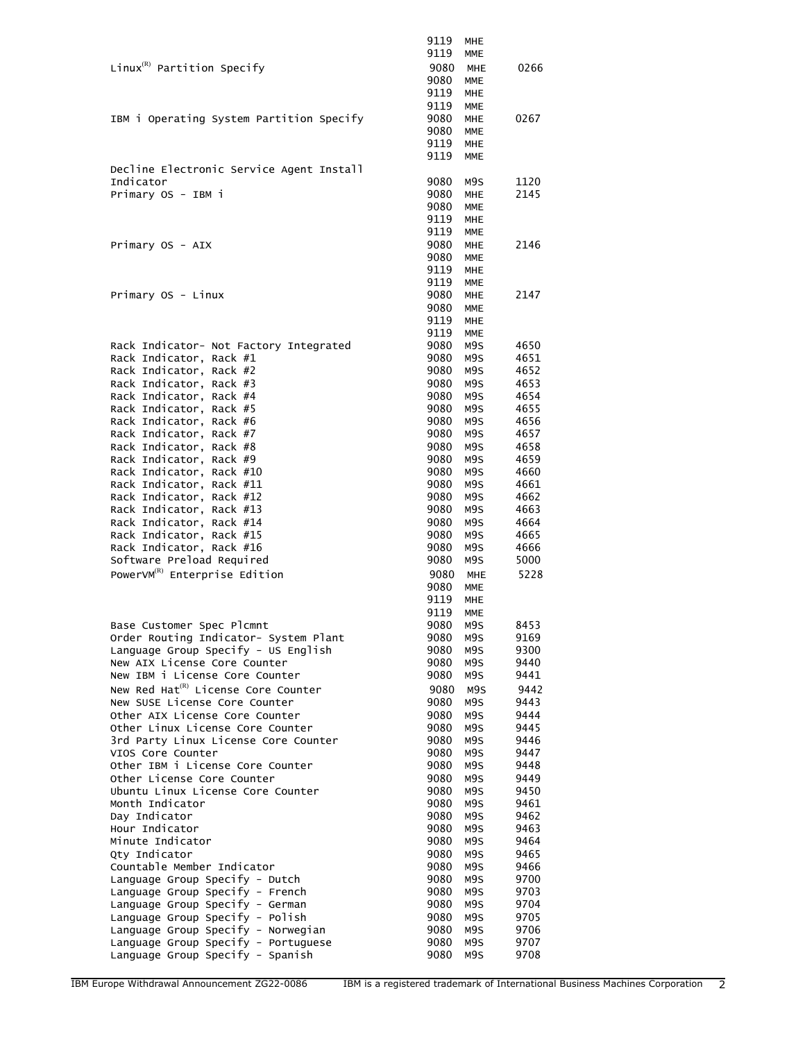| Description | Machine type | Model | Feature |
|---|---|---|---|
| | 9119 | MHE | |
| | 9119 | MME | |
| Linux[(R)] Partition Specify | 9080 | MHE | 0266 |
| | 9080 | MME | |
| | 9119 | MHE | |
| | 9119 | MME | |
| IBM i Operating System Partition Specify | 9080 | MHE | 0267 |
| | 9080 | MME | |
| | 9119 | MHE | |
| | 9119 | MME | |
| Decline Electronic Service Agent Install Indicator | 9080 | M9S | 1120 |
| Primary OS - IBM i | 9080 | MHE | 2145 |
| | 9080 | MME | |
| | 9119 | MHE | |
| | 9119 | MME | |
| Primary OS - AIX | 9080 | MHE | 2146 |
| | 9080 | MME | |
| | 9119 | MHE | |
| | 9119 | MME | |
| Primary OS - Linux | 9080 | MHE | 2147 |
| | 9080 | MME | |
| | 9119 | MHE | |
| | 9119 | MME | |
| Rack Indicator- Not Factory Integrated | 9080 | M9S | 4650 |
| Rack Indicator, Rack #1 | 9080 | M9S | 4651 |
| Rack Indicator, Rack #2 | 9080 | M9S | 4652 |
| Rack Indicator, Rack #3 | 9080 | M9S | 4653 |
| Rack Indicator, Rack #4 | 9080 | M9S | 4654 |
| Rack Indicator, Rack #5 | 9080 | M9S | 4655 |
| Rack Indicator, Rack #6 | 9080 | M9S | 4656 |
| Rack Indicator, Rack #7 | 9080 | M9S | 4657 |
| Rack Indicator, Rack #8 | 9080 | M9S | 4658 |
| Rack Indicator, Rack #9 | 9080 | M9S | 4659 |
| Rack Indicator, Rack #10 | 9080 | M9S | 4660 |
| Rack Indicator, Rack #11 | 9080 | M9S | 4661 |
| Rack Indicator, Rack #12 | 9080 | M9S | 4662 |
| Rack Indicator, Rack #13 | 9080 | M9S | 4663 |
| Rack Indicator, Rack #14 | 9080 | M9S | 4664 |
| Rack Indicator, Rack #15 | 9080 | M9S | 4665 |
| Rack Indicator, Rack #16 | 9080 | M9S | 4666 |
| Software Preload Required | 9080 | M9S | 5000 |
| PowerVM[(R)] Enterprise Edition | 9080 | MHE | 5228 |
| | 9080 | MME | |
| | 9119 | MHE | |
| | 9119 | MME | |
| Base Customer Spec Plcmnt | 9080 | M9S | 8453 |
| Order Routing Indicator- System Plant | 9080 | M9S | 9169 |
| Language Group Specify - US English | 9080 | M9S | 9300 |
| New AIX License Core Counter | 9080 | M9S | 9440 |
| New IBM i License Core Counter | 9080 | M9S | 9441 |
| New Red Hat[(R)] License Core Counter | 9080 | M9S | 9442 |
| New SUSE License Core Counter | 9080 | M9S | 9443 |
| Other AIX License Core Counter | 9080 | M9S | 9444 |
| Other Linux License Core Counter | 9080 | M9S | 9445 |
| 3rd Party Linux License Core Counter | 9080 | M9S | 9446 |
| VIOS Core Counter | 9080 | M9S | 9447 |
| Other IBM i License Core Counter | 9080 | M9S | 9448 |
| Other License Core Counter | 9080 | M9S | 9449 |
| Ubuntu Linux License Core Counter | 9080 | M9S | 9450 |
| Month Indicator | 9080 | M9S | 9461 |
| Day Indicator | 9080 | M9S | 9462 |
| Hour Indicator | 9080 | M9S | 9463 |
| Minute Indicator | 9080 | M9S | 9464 |
| Qty Indicator | 9080 | M9S | 9465 |
| Countable Member Indicator | 9080 | M9S | 9466 |
| Language Group Specify - Dutch | 9080 | M9S | 9700 |
| Language Group Specify - French | 9080 | M9S | 9703 |
| Language Group Specify - German | 9080 | M9S | 9704 |
| Language Group Specify - Polish | 9080 | M9S | 9705 |
| Language Group Specify - Norwegian | 9080 | M9S | 9706 |
| Language Group Specify - Portuguese | 9080 | M9S | 9707 |
| Language Group Specify - Spanish | 9080 | M9S | 9708 |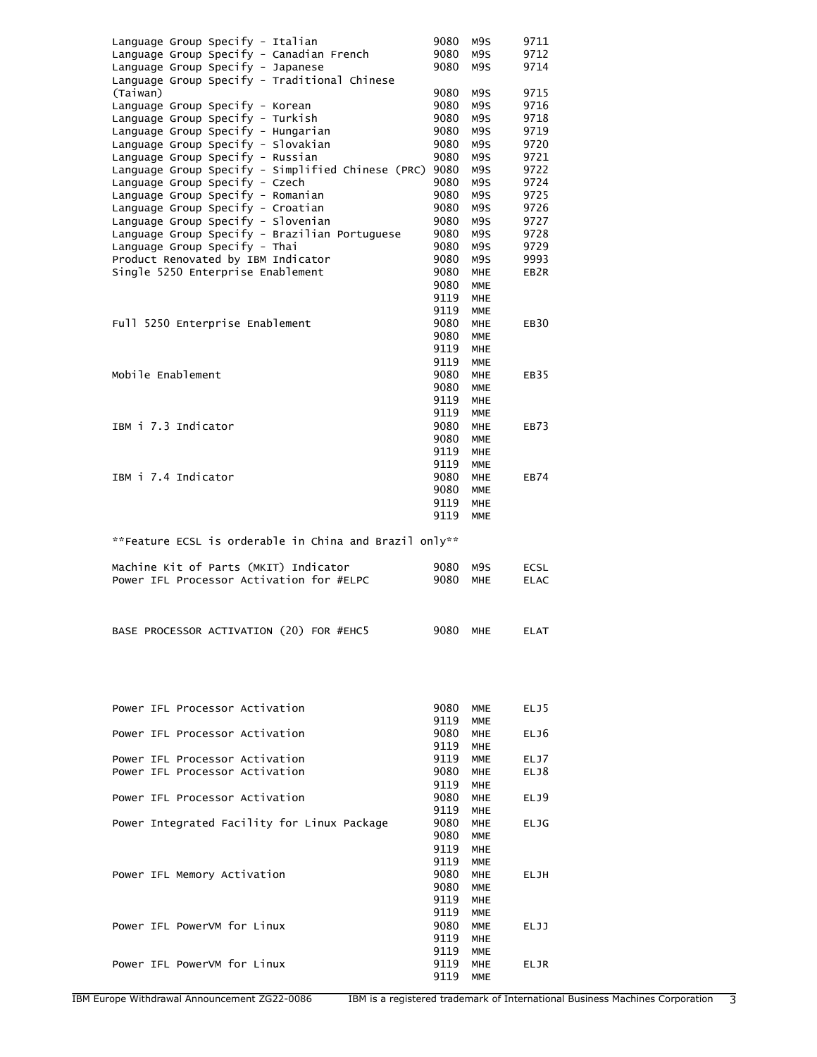| Description | Machine type | Model | Feature |
|---|---|---|---|
| Language Group Specify - Italian | 9080 | M9S | 9711 |
| Language Group Specify - Canadian French | 9080 | M9S | 9712 |
| Language Group Specify - Japanese | 9080 | M9S | 9714 |
| Language Group Specify - Traditional Chinese (Taiwan) | 9080 | M9S | 9715 |
| Language Group Specify - Korean | 9080 | M9S | 9716 |
| Language Group Specify - Turkish | 9080 | M9S | 9718 |
| Language Group Specify - Hungarian | 9080 | M9S | 9719 |
| Language Group Specify - Slovakian | 9080 | M9S | 9720 |
| Language Group Specify - Russian | 9080 | M9S | 9721 |
| Language Group Specify - Simplified Chinese (PRC) | 9080 | M9S | 9722 |
| Language Group Specify - Czech | 9080 | M9S | 9724 |
| Language Group Specify - Romanian | 9080 | M9S | 9725 |
| Language Group Specify - Croatian | 9080 | M9S | 9726 |
| Language Group Specify - Slovenian | 9080 | M9S | 9727 |
| Language Group Specify - Brazilian Portuguese | 9080 | M9S | 9728 |
| Language Group Specify - Thai | 9080 | M9S | 9729 |
| Product Renovated by IBM Indicator | 9080 | M9S | 9993 |
| Single 5250 Enterprise Enablement | 9080 | MHE | EB2R |
| | 9080 | MME | |
| | 9119 | MHE | |
| | 9119 | MME | |
| Full 5250 Enterprise Enablement | 9080 | MHE | EB30 |
| | 9080 | MME | |
| | 9119 | MHE | |
| | 9119 | MME | |
| Mobile Enablement | 9080 | MHE | EB35 |
| | 9080 | MME | |
| | 9119 | MHE | |
| | 9119 | MME | |
| IBM i 7.3 Indicator | 9080 | MHE | EB73 |
| | 9080 | MME | |
| | 9119 | MHE | |
| | 9119 | MME | |
| IBM i 7.4 Indicator | 9080 | MHE | EB74 |
| | 9080 | MME | |
| | 9119 | MHE | |
| | 9119 | MME | |

**Feature ECSL is orderable in China and Brazil only**

| Description | Machine type | Model | Feature |
|---|---|---|---|
| Machine Kit of Parts (MKIT) Indicator | 9080 | M9S | ECSL |
| Power IFL Processor Activation for #ELPC | 9080 | MHE | ELAC |
| BASE PROCESSOR ACTIVATION (20) FOR #EHC5 | 9080 | MHE | ELAT |
| Power IFL Processor Activation | 9080 | MME | ELJ5 |
| | 9119 | MME | |
| Power IFL Processor Activation | 9080 | MHE | ELJ6 |
| | 9119 | MHE | |
| Power IFL Processor Activation | 9119 | MME | ELJ7 |
| Power IFL Processor Activation | 9080 | MHE | ELJ8 |
| | 9119 | MHE | |
| Power IFL Processor Activation | 9080 | MHE | ELJ9 |
| | 9119 | MHE | |
| Power Integrated Facility for Linux Package | 9080 | MHE | ELJG |
| | 9080 | MME | |
| | 9119 | MHE | |
| | 9119 | MME | |
| Power IFL Memory Activation | 9080 | MHE | ELJH |
| | 9080 | MME | |
| | 9119 | MHE | |
| | 9119 | MME | |
| Power IFL PowerVM for Linux | 9080 | MME | ELJJ |
| | 9119 | MHE | |
| | 9119 | MME | |
| Power IFL PowerVM for Linux | 9119 | MHE | ELJR |
| | 9119 | MME | |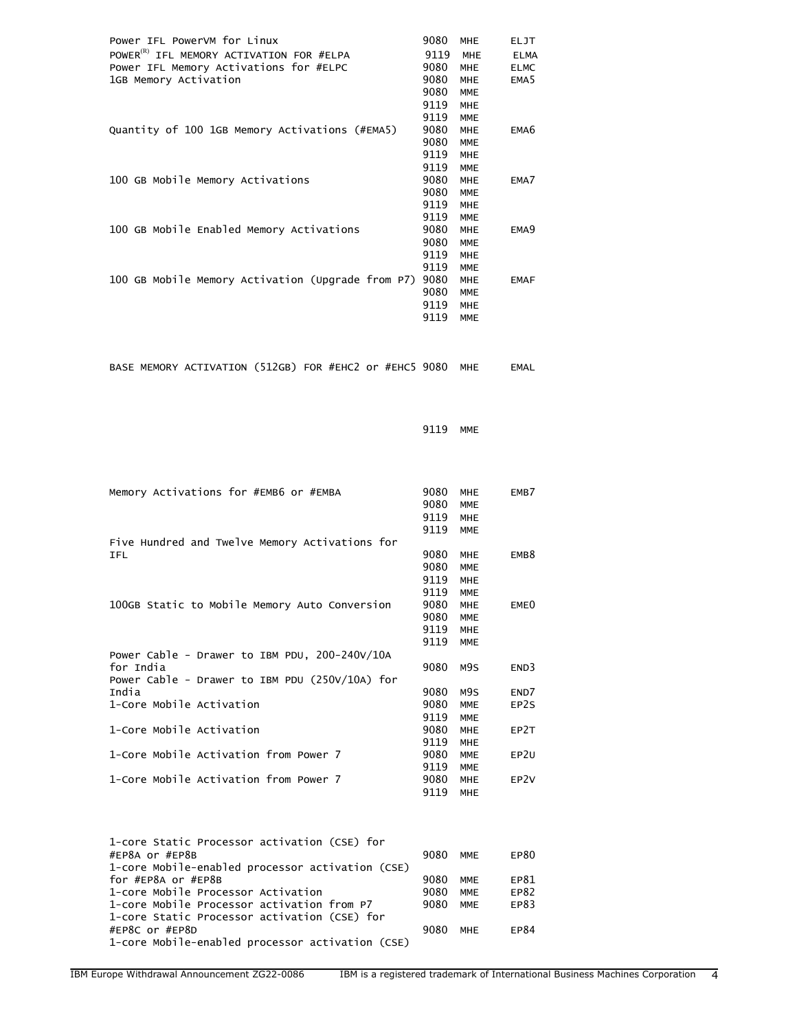| | | | |
|---|---|---|---|
| Power IFL PowerVM for Linux | 9080 | MHE | ELJT |
| POWER(R) IFL MEMORY ACTIVATION FOR #ELPA | 9119 | MHE | ELMA |
| Power IFL Memory Activations for #ELPC | 9080 | MHE | ELMC |
| 1GB Memory Activation | 9080 | MHE | EMA5 |
| | 9080 | MME | |
| | 9119 | MHE | |
| | 9119 | MME | |
| Quantity of 100 1GB Memory Activations (#EMA5) | 9080 | MHE | EMA6 |
| | 9080 | MME | |
| | 9119 | MHE | |
| | 9119 | MME | |
| 100 GB Mobile Memory Activations | 9080 | MHE | EMA7 |
| | 9080 | MME | |
| | 9119 | MHE | |
| | 9119 | MME | |
| 100 GB Mobile Enabled Memory Activations | 9080 | MHE | EMA9 |
| | 9080 | MME | |
| | 9119 | MHE | |
| | 9119 | MME | |
| 100 GB Mobile Memory Activation (Upgrade from P7) | 9080 | MHE | EMAF |
| | 9080 | MME | |
| | 9119 | MHE | |
| | 9119 | MME | |
| BASE MEMORY ACTIVATION (512GB) FOR #EHC2 or #EHC5 | 9080 | MHE | EMAL |
| | 9119 | MME | |
| Memory Activations for #EMB6 or #EMBA | 9080 | MHE | EMB7 |
| | 9080 | MME | |
| | 9119 | MHE | |
| | 9119 | MME | |
| Five Hundred and Twelve Memory Activations for IFL | 9080 | MHE | EMB8 |
| | 9080 | MME | |
| | 9119 | MHE | |
| | 9119 | MME | |
| 100GB Static to Mobile Memory Auto Conversion | 9080 | MHE | EME0 |
| | 9080 | MME | |
| | 9119 | MHE | |
| | 9119 | MME | |
| Power Cable - Drawer to IBM PDU, 200-240V/10A for India | 9080 | M9S | END3 |
| Power Cable - Drawer to IBM PDU (250V/10A) for India | 9080 | M9S | END7 |
| 1-Core Mobile Activation | 9080 | MME | EP2S |
| | 9119 | MME | |
| 1-Core Mobile Activation | 9080 | MHE | EP2T |
| | 9119 | MHE | |
| 1-Core Mobile Activation from Power 7 | 9080 | MME | EP2U |
| | 9119 | MME | |
| 1-Core Mobile Activation from Power 7 | 9080 | MHE | EP2V |
| | 9119 | MHE | |
| 1-core Static Processor activation (CSE) for #EP8A or #EP8B | 9080 | MME | EP80 |
| 1-core Mobile-enabled processor activation (CSE) for #EP8A or #EP8B | 9080 | MME | EP81 |
| 1-core Mobile Processor Activation | 9080 | MME | EP82 |
| 1-core Mobile Processor activation from P7 | 9080 | MME | EP83 |
| 1-core Static Processor activation (CSE) for #EP8C or #EP8D | 9080 | MHE | EP84 |
| 1-core Mobile-enabled processor activation (CSE) | | | |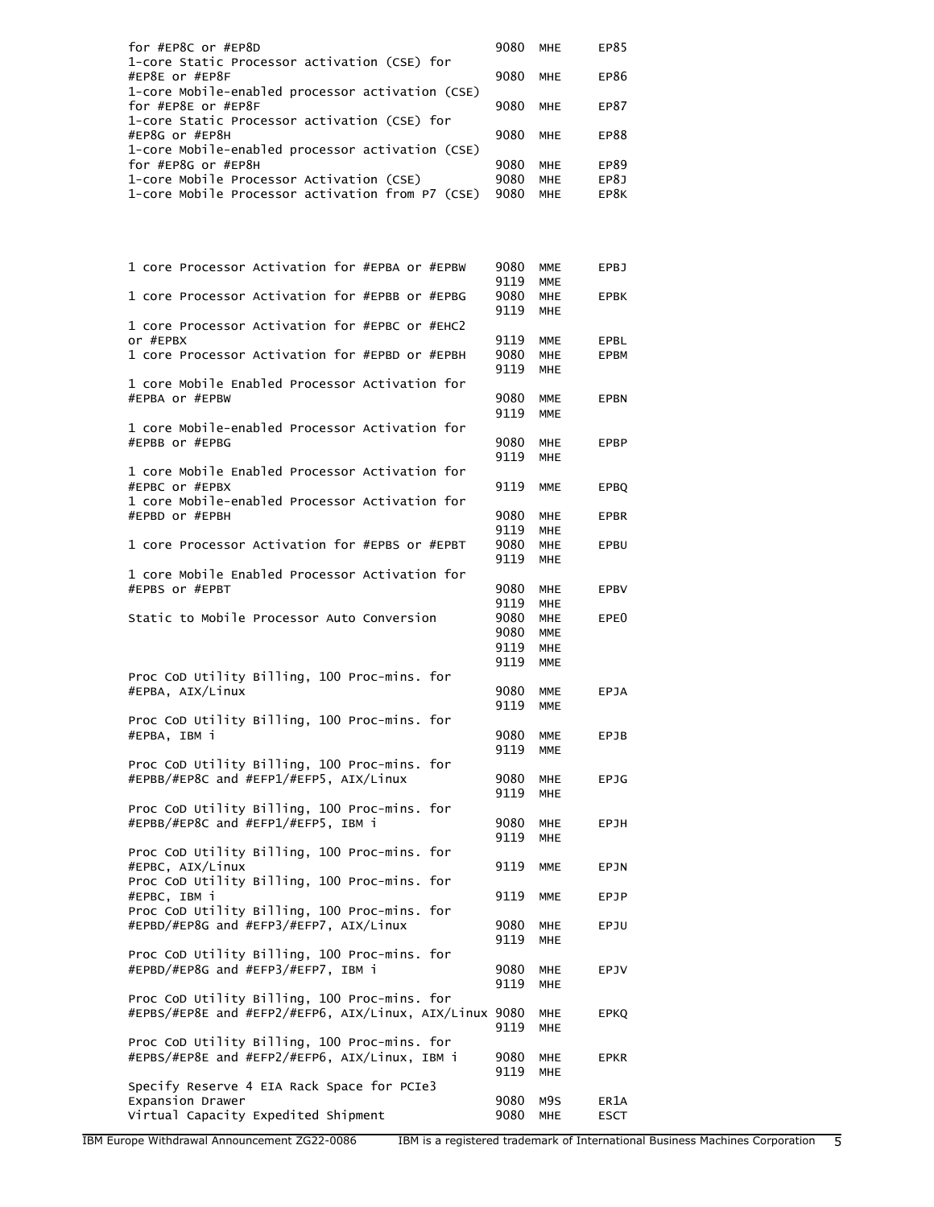| Description | Machine type | Model | Feature |
|---|---|---|---|
| for #EP8C or #EP8D | 9080 | MHE | EP85 |
| 1-core Static Processor activation (CSE) for #EP8E or #EP8F | 9080 | MHE | EP86 |
| 1-core Mobile-enabled processor activation (CSE) for #EP8E or #EP8F | 9080 | MHE | EP87 |
| 1-core Static Processor activation (CSE) for #EP8G or #EP8H | 9080 | MHE | EP88 |
| 1-core Mobile-enabled processor activation (CSE) for #EP8G or #EP8H | 9080 | MHE | EP89 |
| 1-core Mobile Processor Activation (CSE) | 9080 | MHE | EP8J |
| 1-core Mobile Processor activation from P7 (CSE) | 9080 | MHE | EP8K |

| Description | Machine type | Model | Feature |
|---|---|---|---|
| 1 core Processor Activation for #EPBA or #EPBW | 9080 | MME | EPBJ |
| | 9119 | MME | |
| 1 core Processor Activation for #EPBB or #EPBG | 9080 | MHE | EPBK |
| | 9119 | MHE | |
| 1 core Processor Activation for #EPBC or #EHC2 or #EPBX | 9119 | MME | EPBL |
| 1 core Processor Activation for #EPBD or #EPBH | 9080 | MHE | EPBM |
| | 9119 | MHE | |
| 1 core Mobile Enabled Processor Activation for #EPBA or #EPBW | 9080 | MME | EPBN |
| | 9119 | MME | |
| 1 core Mobile-enabled Processor Activation for #EPBB or #EPBG | 9080 | MHE | EPBP |
| | 9119 | MHE | |
| 1 core Mobile Enabled Processor Activation for #EPBC or #EPBX | 9119 | MME | EPBQ |
| 1 core Mobile-enabled Processor Activation for #EPBD or #EPBH | 9080 | MHE | EPBR |
| | 9119 | MHE | |
| 1 core Processor Activation for #EPBS or #EPBT | 9080 | MHE | EPBU |
| | 9119 | MHE | |
| 1 core Mobile Enabled Processor Activation for #EPBS or #EPBT | 9080 | MHE | EPBV |
| | 9119 | MHE | |
| Static to Mobile Processor Auto Conversion | 9080 | MHE | EPE0 |
| | 9080 | MME | |
| | 9119 | MHE | |
| | 9119 | MME | |
| Proc CoD Utility Billing, 100 Proc-mins. for #EPBA, AIX/Linux | 9080 | MME | EPJA |
| | 9119 | MME | |
| Proc CoD Utility Billing, 100 Proc-mins. for #EPBA, IBM i | 9080 | MME | EPJB |
| | 9119 | MME | |
| Proc CoD Utility Billing, 100 Proc-mins. for #EPBB/#EP8C and #EFP1/#EFP5, AIX/Linux | 9080 | MHE | EPJG |
| | 9119 | MHE | |
| Proc CoD Utility Billing, 100 Proc-mins. for #EPBB/#EP8C and #EFP1/#EFP5, IBM i | 9080 | MHE | EPJH |
| | 9119 | MHE | |
| Proc CoD Utility Billing, 100 Proc-mins. for #EPBC, AIX/Linux | 9119 | MME | EPJN |
| Proc CoD Utility Billing, 100 Proc-mins. for #EPBC, IBM i | 9119 | MME | EPJP |
| Proc CoD Utility Billing, 100 Proc-mins. for #EPBD/#EP8G and #EFP3/#EFP7, AIX/Linux | 9080 | MHE | EPJU |
| | 9119 | MHE | |
| Proc CoD Utility Billing, 100 Proc-mins. for #EPBD/#EP8G and #EFP3/#EFP7, IBM i | 9080 | MHE | EPJV |
| | 9119 | MHE | |
| Proc CoD Utility Billing, 100 Proc-mins. for #EPBS/#EP8E and #EFP2/#EFP6, AIX/Linux, AIX/Linux | 9080 | MHE | EPKQ |
| | 9119 | MHE | |
| Proc CoD Utility Billing, 100 Proc-mins. for #EPBS/#EP8E and #EFP2/#EFP6, AIX/Linux, IBM i | 9080 | MHE | EPKR |
| | 9119 | MHE | |
| Specify Reserve 4 EIA Rack Space for PCIe3 Expansion Drawer | 9080 | M9S | ER1A |
| Virtual Capacity Expedited Shipment | 9080 | MHE | ESCT |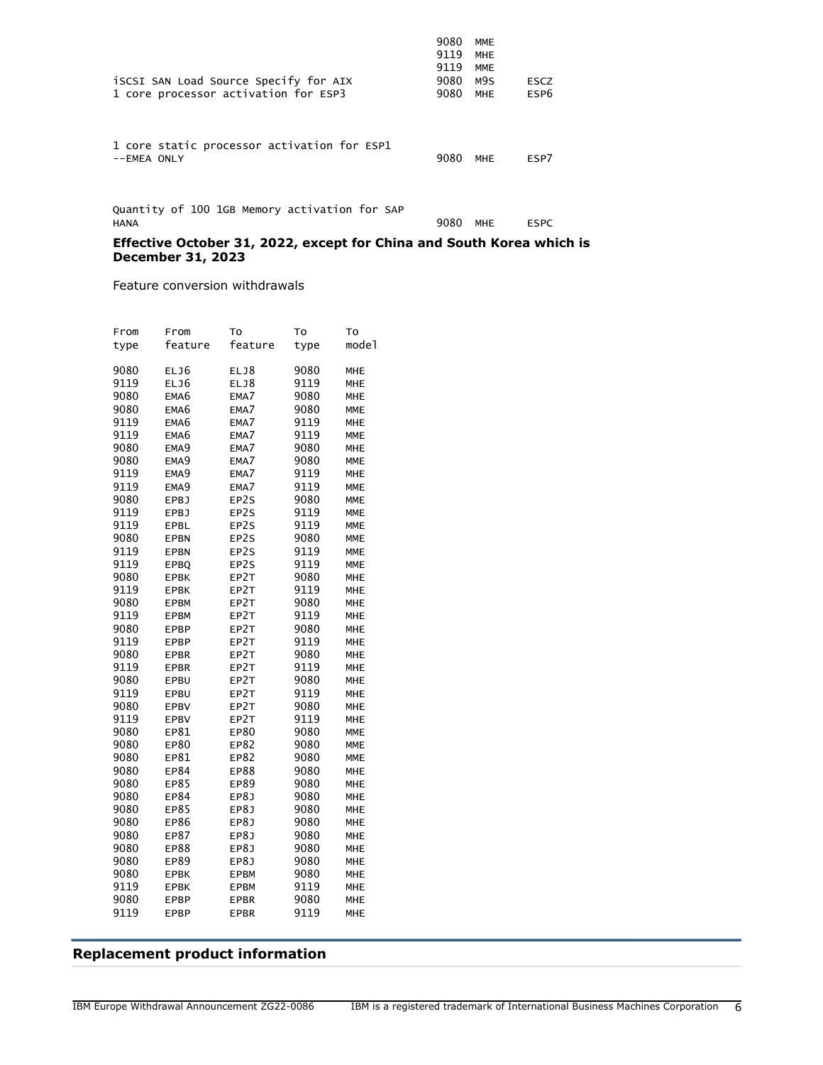| Description | Machine type | Model | Feature |
|---|---|---|---|
| | 9080 | MME | |
| | 9119 | MHE | |
| | 9119 | MME | |
| iSCSI SAN Load Source Specify for AIX | 9080 | M9S | ESCZ |
| 1 core processor activation for ESP3 | 9080 | MHE | ESP6 |
| 1 core static processor activation for ESP1 --EMEA ONLY | 9080 | MHE | ESP7 |
| Quantity of 100 1GB Memory activation for SAP HANA | 9080 | MHE | ESPC |

**Effective October 31, 2022, except for China and South Korea which is December 31, 2023**

Feature conversion withdrawals

| From type | From feature | To feature | To type | To model |
|---|---|---|---|---|
| 9080 | ELJ6 | ELJ8 | 9080 | MHE |
| 9119 | ELJ6 | ELJ8 | 9119 | MHE |
| 9080 | EMA6 | EMA7 | 9080 | MHE |
| 9080 | EMA6 | EMA7 | 9080 | MME |
| 9119 | EMA6 | EMA7 | 9119 | MHE |
| 9119 | EMA6 | EMA7 | 9119 | MME |
| 9080 | EMA9 | EMA7 | 9080 | MHE |
| 9080 | EMA9 | EMA7 | 9080 | MME |
| 9119 | EMA9 | EMA7 | 9119 | MHE |
| 9119 | EMA9 | EMA7 | 9119 | MME |
| 9080 | EPBJ | EP2S | 9080 | MME |
| 9119 | EPBJ | EP2S | 9119 | MME |
| 9119 | EPBL | EP2S | 9119 | MME |
| 9080 | EPBN | EP2S | 9080 | MME |
| 9119 | EPBN | EP2S | 9119 | MME |
| 9119 | EPBQ | EP2S | 9119 | MME |
| 9080 | EPBK | EP2T | 9080 | MHE |
| 9119 | EPBK | EP2T | 9119 | MHE |
| 9080 | EPBM | EP2T | 9080 | MHE |
| 9119 | EPBM | EP2T | 9119 | MHE |
| 9080 | EPBP | EP2T | 9080 | MHE |
| 9119 | EPBP | EP2T | 9119 | MHE |
| 9080 | EPBR | EP2T | 9080 | MHE |
| 9119 | EPBR | EP2T | 9119 | MHE |
| 9080 | EPBU | EP2T | 9080 | MHE |
| 9119 | EPBU | EP2T | 9119 | MHE |
| 9080 | EPBV | EP2T | 9080 | MHE |
| 9119 | EPBV | EP2T | 9119 | MHE |
| 9080 | EP81 | EP80 | 9080 | MME |
| 9080 | EP80 | EP82 | 9080 | MME |
| 9080 | EP81 | EP82 | 9080 | MME |
| 9080 | EP84 | EP88 | 9080 | MHE |
| 9080 | EP85 | EP89 | 9080 | MHE |
| 9080 | EP84 | EP8J | 9080 | MHE |
| 9080 | EP85 | EP8J | 9080 | MHE |
| 9080 | EP86 | EP8J | 9080 | MHE |
| 9080 | EP87 | EP8J | 9080 | MHE |
| 9080 | EP88 | EP8J | 9080 | MHE |
| 9080 | EP89 | EP8J | 9080 | MHE |
| 9080 | EPBK | EPBM | 9080 | MHE |
| 9119 | EPBK | EPBM | 9119 | MHE |
| 9080 | EPBP | EPBR | 9080 | MHE |
| 9119 | EPBP | EPBR | 9119 | MHE |

## Replacement product information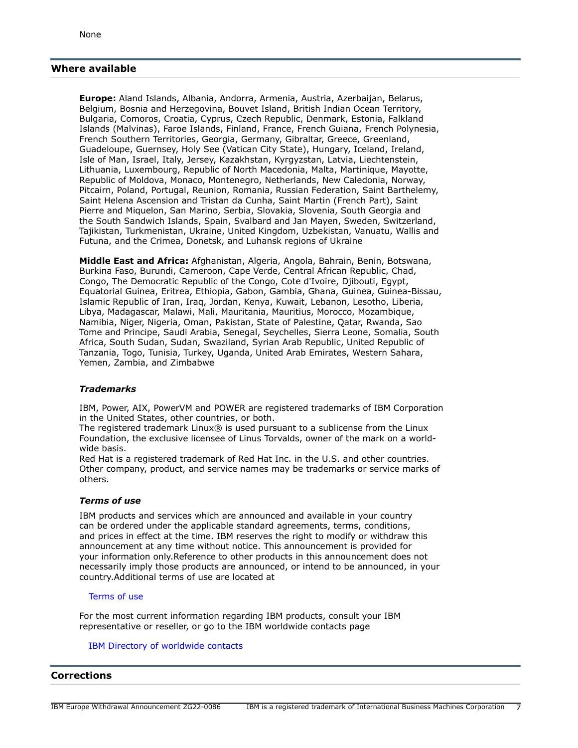None

## Where available

**Europe:** Aland Islands, Albania, Andorra, Armenia, Austria, Azerbaijan, Belarus, Belgium, Bosnia and Herzegovina, Bouvet Island, British Indian Ocean Territory, Bulgaria, Comoros, Croatia, Cyprus, Czech Republic, Denmark, Estonia, Falkland Islands (Malvinas), Faroe Islands, Finland, France, French Guiana, French Polynesia, French Southern Territories, Georgia, Germany, Gibraltar, Greece, Greenland, Guadeloupe, Guernsey, Holy See (Vatican City State), Hungary, Iceland, Ireland, Isle of Man, Israel, Italy, Jersey, Kazakhstan, Kyrgyzstan, Latvia, Liechtenstein, Lithuania, Luxembourg, Republic of North Macedonia, Malta, Martinique, Mayotte, Republic of Moldova, Monaco, Montenegro, Netherlands, New Caledonia, Norway, Pitcairn, Poland, Portugal, Reunion, Romania, Russian Federation, Saint Barthelemy, Saint Helena Ascension and Tristan da Cunha, Saint Martin (French Part), Saint Pierre and Miquelon, San Marino, Serbia, Slovakia, Slovenia, South Georgia and the South Sandwich Islands, Spain, Svalbard and Jan Mayen, Sweden, Switzerland, Tajikistan, Turkmenistan, Ukraine, United Kingdom, Uzbekistan, Vanuatu, Wallis and Futuna, and the Crimea, Donetsk, and Luhansk regions of Ukraine

**Middle East and Africa:** Afghanistan, Algeria, Angola, Bahrain, Benin, Botswana, Burkina Faso, Burundi, Cameroon, Cape Verde, Central African Republic, Chad, Congo, The Democratic Republic of the Congo, Cote d'Ivoire, Djibouti, Egypt, Equatorial Guinea, Eritrea, Ethiopia, Gabon, Gambia, Ghana, Guinea, Guinea-Bissau, Islamic Republic of Iran, Iraq, Jordan, Kenya, Kuwait, Lebanon, Lesotho, Liberia, Libya, Madagascar, Malawi, Mali, Mauritania, Mauritius, Morocco, Mozambique, Namibia, Niger, Nigeria, Oman, Pakistan, State of Palestine, Qatar, Rwanda, Sao Tome and Principe, Saudi Arabia, Senegal, Seychelles, Sierra Leone, Somalia, South Africa, South Sudan, Sudan, Swaziland, Syrian Arab Republic, United Republic of Tanzania, Togo, Tunisia, Turkey, Uganda, United Arab Emirates, Western Sahara, Yemen, Zambia, and Zimbabwe

### *Trademarks*

IBM, Power, AIX, PowerVM and POWER are registered trademarks of IBM Corporation in the United States, other countries, or both.
The registered trademark Linux® is used pursuant to a sublicense from the Linux Foundation, the exclusive licensee of Linus Torvalds, owner of the mark on a world-wide basis.
Red Hat is a registered trademark of Red Hat Inc. in the U.S. and other countries.
Other company, product, and service names may be trademarks or service marks of others.

### *Terms of use*

IBM products and services which are announced and available in your country can be ordered under the applicable standard agreements, terms, conditions, and prices in effect at the time. IBM reserves the right to modify or withdraw this announcement at any time without notice. This announcement is provided for your information only.Reference to other products in this announcement does not necessarily imply those products are announced, or intend to be announced, in your country.Additional terms of use are located at

Terms of use

For the most current information regarding IBM products, consult your IBM representative or reseller, or go to the IBM worldwide contacts page

IBM Directory of worldwide contacts

## Corrections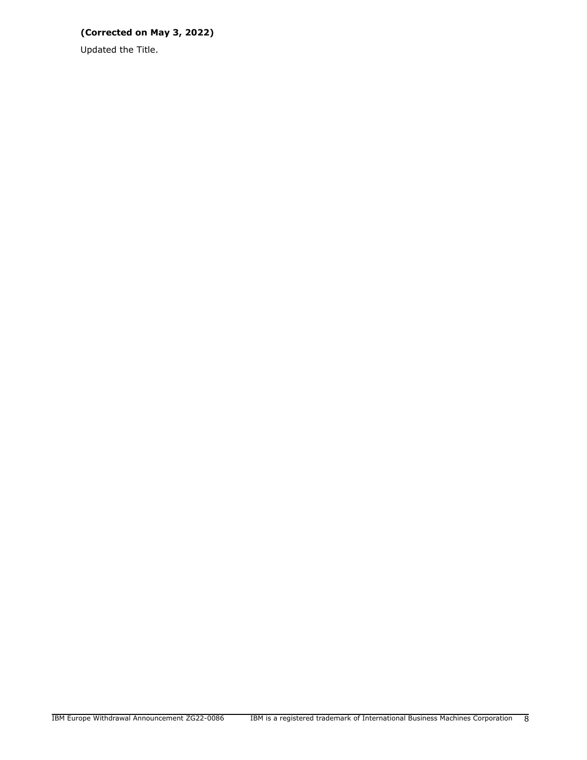**(Corrected on May 3, 2022)**

Updated the Title.